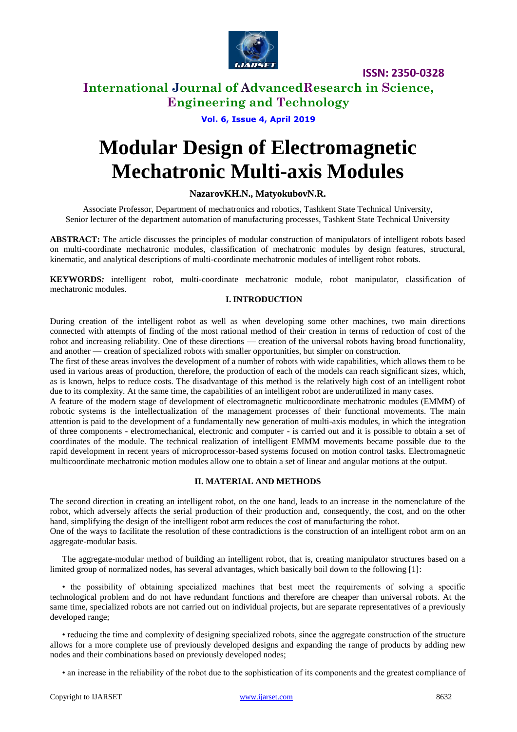# Modular Design of Electromagnetic Mechatronic Multi-axis Modules

**NazarovKH.N., MatyokubovN.R.**

Associate Professor, Department of mechatronics and robotics, Tashkent State Technical University,
Senior lecturer of the department automation of manufacturing processes, Tashkent State Technical University

**ABSTRACT:** The article discusses the principles of modular construction of manipulators of intelligent robots based on multi-coordinate mechatronic modules, classification of mechatronic modules by design features, structural, kinematic, and analytical descriptions of multi-coordinate mechatronic modules of intelligent robot robots.

**KEYWORDS:** intelligent robot, multi-coordinate mechatronic module, robot manipulator, classification of mechatronic modules.

## I. INTRODUCTION

During creation of the intelligent robot as well as when developing some other machines, two main directions connected with attempts of finding of the most rational method of their creation in terms of reduction of cost of the robot and increasing reliability. One of these directions — creation of the universal robots having broad functionality, and another — creation of specialized robots with smaller opportunities, but simpler on construction.

The first of these areas involves the development of a number of robots with wide capabilities, which allows them to be used in various areas of production, therefore, the production of each of the models can reach significant sizes, which, as is known, helps to reduce costs. The disadvantage of this method is the relatively high cost of an intelligent robot due to its complexity. At the same time, the capabilities of an intelligent robot are underutilized in many cases.

A feature of the modern stage of development of electromagnetic multicoordinate mechatronic modules (EMMM) of robotic systems is the intellectualization of the management processes of their functional movements. The main attention is paid to the development of a fundamentally new generation of multi-axis modules, in which the integration of three components - electromechanical, electronic and computer - is carried out and it is possible to obtain a set of coordinates of the module. The technical realization of intelligent EMMM movements became possible due to the rapid development in recent years of microprocessor-based systems focused on motion control tasks. Electromagnetic multicoordinate mechatronic motion modules allow one to obtain a set of linear and angular motions at the output.

## II. MATERIAL AND METHODS

The second direction in creating an intelligent robot, on the one hand, leads to an increase in the nomenclature of the robot, which adversely affects the serial production of their production and, consequently, the cost, and on the other hand, simplifying the design of the intelligent robot arm reduces the cost of manufacturing the robot.

One of the ways to facilitate the resolution of these contradictions is the construction of an intelligent robot arm on an aggregate-modular basis.

The aggregate-modular method of building an intelligent robot, that is, creating manipulator structures based on a limited group of normalized nodes, has several advantages, which basically boil down to the following [1]:

- the possibility of obtaining specialized machines that best meet the requirements of solving a specific technological problem and do not have redundant functions and therefore are cheaper than universal robots. At the same time, specialized robots are not carried out on individual projects, but are separate representatives of a previously developed range;
- reducing the time and complexity of designing specialized robots, since the aggregate construction of the structure allows for a more complete use of previously developed designs and expanding the range of products by adding new nodes and their combinations based on previously developed nodes;
- an increase in the reliability of the robot due to the sophistication of its components and the greatest compliance of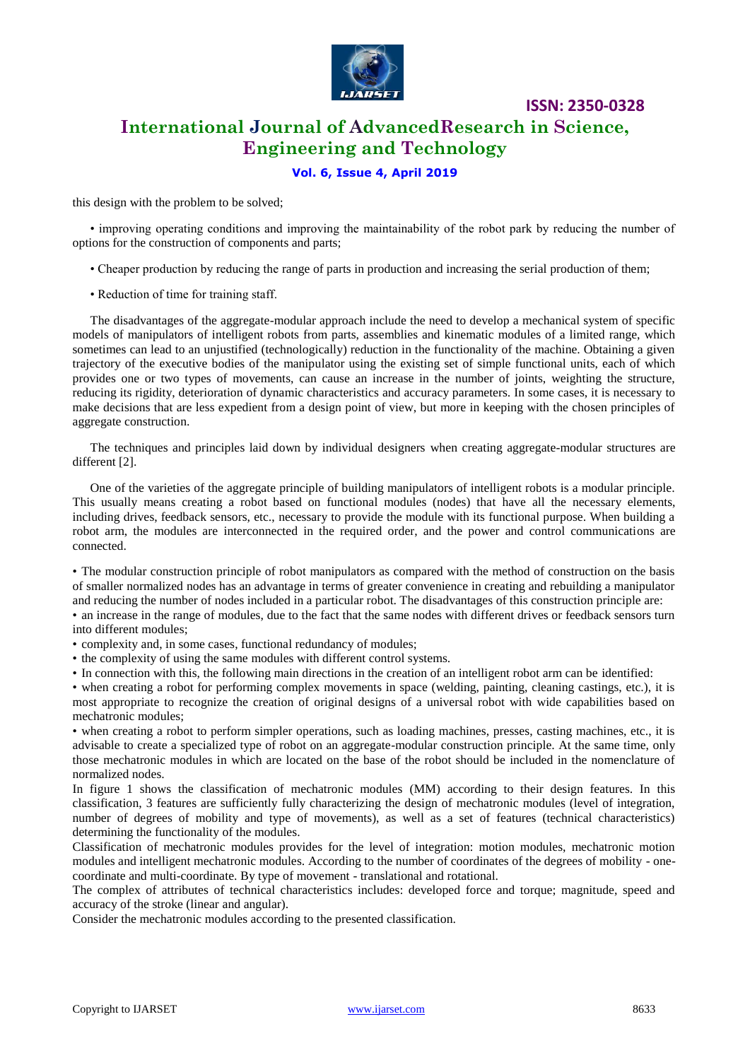this design with the problem to be solved;

• improving operating conditions and improving the maintainability of the robot park by reducing the number of options for the construction of components and parts;

• Cheaper production by reducing the range of parts in production and increasing the serial production of them;

• Reduction of time for training staff.

The disadvantages of the aggregate-modular approach include the need to develop a mechanical system of specific models of manipulators of intelligent robots from parts, assemblies and kinematic modules of a limited range, which sometimes can lead to an unjustified (technologically) reduction in the functionality of the machine. Obtaining a given trajectory of the executive bodies of the manipulator using the existing set of simple functional units, each of which provides one or two types of movements, can cause an increase in the number of joints, weighting the structure, reducing its rigidity, deterioration of dynamic characteristics and accuracy parameters. In some cases, it is necessary to make decisions that are less expedient from a design point of view, but more in keeping with the chosen principles of aggregate construction.

The techniques and principles laid down by individual designers when creating aggregate-modular structures are different [2].

One of the varieties of the aggregate principle of building manipulators of intelligent robots is a modular principle. This usually means creating a robot based on functional modules (nodes) that have all the necessary elements, including drives, feedback sensors, etc., necessary to provide the module with its functional purpose. When building a robot arm, the modules are interconnected in the required order, and the power and control communications are connected.

• The modular construction principle of robot manipulators as compared with the method of construction on the basis of smaller normalized nodes has an advantage in terms of greater convenience in creating and rebuilding a manipulator and reducing the number of nodes included in a particular robot. The disadvantages of this construction principle are:
• an increase in the range of modules, due to the fact that the same nodes with different drives or feedback sensors turn into different modules;
• complexity and, in some cases, functional redundancy of modules;
• the complexity of using the same modules with different control systems.
• In connection with this, the following main directions in the creation of an intelligent robot arm can be identified:
• when creating a robot for performing complex movements in space (welding, painting, cleaning castings, etc.), it is most appropriate to recognize the creation of original designs of a universal robot with wide capabilities based on mechatronic modules;
• when creating a robot to perform simpler operations, such as loading machines, presses, casting machines, etc., it is advisable to create a specialized type of robot on an aggregate-modular construction principle. At the same time, only those mechatronic modules in which are located on the base of the robot should be included in the nomenclature of normalized nodes.

In figure 1 shows the classification of mechatronic modules (MM) according to their design features. In this classification, 3 features are sufficiently fully characterizing the design of mechatronic modules (level of integration, number of degrees of mobility and type of movements), as well as a set of features (technical characteristics) determining the functionality of the modules.

Classification of mechatronic modules provides for the level of integration: motion modules, mechatronic motion modules and intelligent mechatronic modules. According to the number of coordinates of the degrees of mobility - one-coordinate and multi-coordinate. By type of movement - translational and rotational.

The complex of attributes of technical characteristics includes: developed force and torque; magnitude, speed and accuracy of the stroke (linear and angular).

Consider the mechatronic modules according to the presented classification.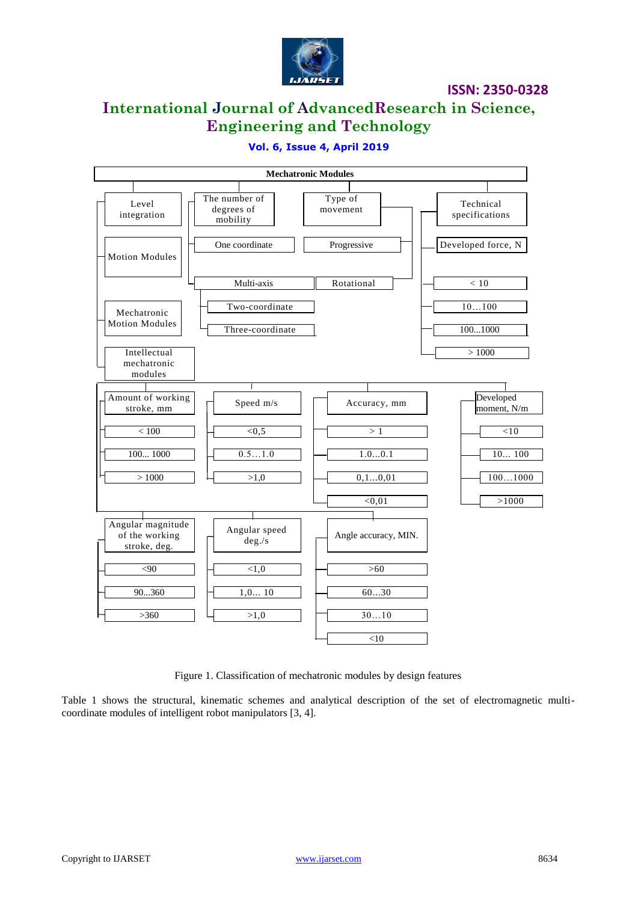**Mechatronic Modules**

- Level integration
  - Motion Modules
  - Mechatronic Motion Modules
  - Intellectual mechatronic modules
- The number of degrees of mobility
  - One coordinate
  - Multi-axis
    - Two-coordinate
    - Three-coordinate
- Type of movement
  - Progressive
  - Rotational
- Technical specifications
  - Developed force, N
    - < 10
    - 10…100
    - 100...1000
    - > 1000
  - Amount of working stroke, mm
    - < 100
    - 100... 1000
    - > 1000
  - Speed m/s
    - <0,5
    - 0.5…1.0
    - >1,0
  - Accuracy, mm
    - > 1
    - 1.0…0.1
    - 0,1…0,01
    - <0,01
  - Developed moment, N/m
    - <10
    - 10... 100
    - 100…1000
    - >1000
  - Angular magnitude of the working stroke, deg.
    - <90
    - 90...360
    - >360
  - Angular speed deg./s
    - <1,0
    - 1,0... 10
    - >1,0
  - Angle accuracy, MIN.
    - >60
    - 60…30
    - 30…10
    - <10

Figure 1. Classification of mechatronic modules by design features

Table 1 shows the structural, kinematic schemes and analytical description of the set of electromagnetic multi-coordinate modules of intelligent robot manipulators [3, 4].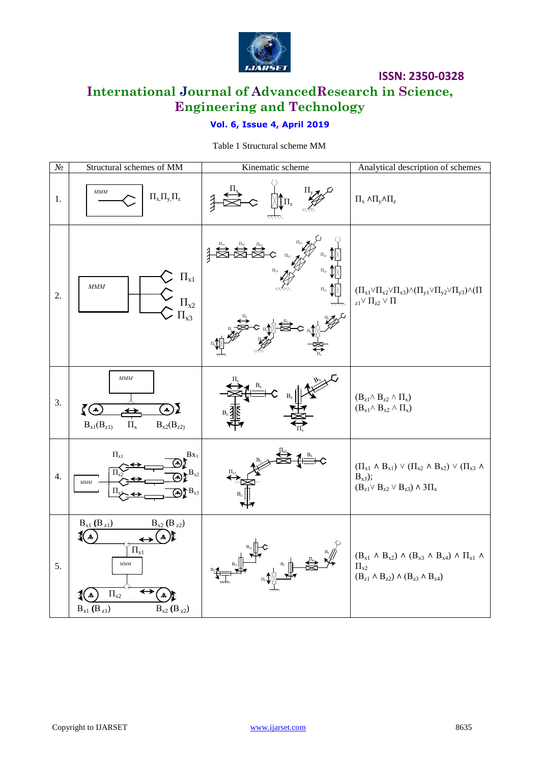Table 1 Structural scheme MM

| № | Structural schemes of MM | Kinematic scheme | Analytical description of schemes |
|---|---|---|---|
| 1. | MMM $П_x, П_y, П_z$ | | $П_x \wedge П_y \wedge П_z$ |
| 2. | MMM $П_{x1}$ $П_{x2}$ $П_{x3}$ | | $(П_{x1} \vee П_{x2} \vee П_{x3}) \wedge (П_{y1} \vee П_{y2} \vee П_{y3}) \wedge (П_{z1} \vee П_{z2} \vee П$ |
| 3. | MMM $B_{x1}(B_{z1})$ $П_x$ $B_{x2}(B_{z2})$ | | $(B_{z1} \wedge B_{z2} \wedge П_x)$<br>$(B_{x1} \wedge B_{x2} \wedge П_x)$ |
| 4. | MMM $П_{x1}$ $П_{x2}$ $П_{x3}$ $B_{x1}$ $B_{x2}$ $B_{x3}$ | | $(П_{x1} \wedge B_{x1}) \vee (П_{x2} \wedge B_{x2}) \vee (П_{x3} \wedge B_{x3})$;<br>$(B_{z1} \vee B_{z2} \vee B_{z3}) \wedge 3П_x$ |
| 5. | $B_{x1}(B_{z1})$ $B_{x2}(B_{z2})$ $П_{x1}$ MMM $П_{x2}$ $B_{x1}(B_{z1})$ $B_{x2}(B_{z2})$ | | $(B_{x1} \wedge B_{x2}) \wedge (B_{x3} \wedge B_{x4}) \wedge П_{x1} \wedge П_{x2}$<br>$(B_{z1} \wedge B_{z2}) \wedge (B_{z3} \wedge B_{z4})$ |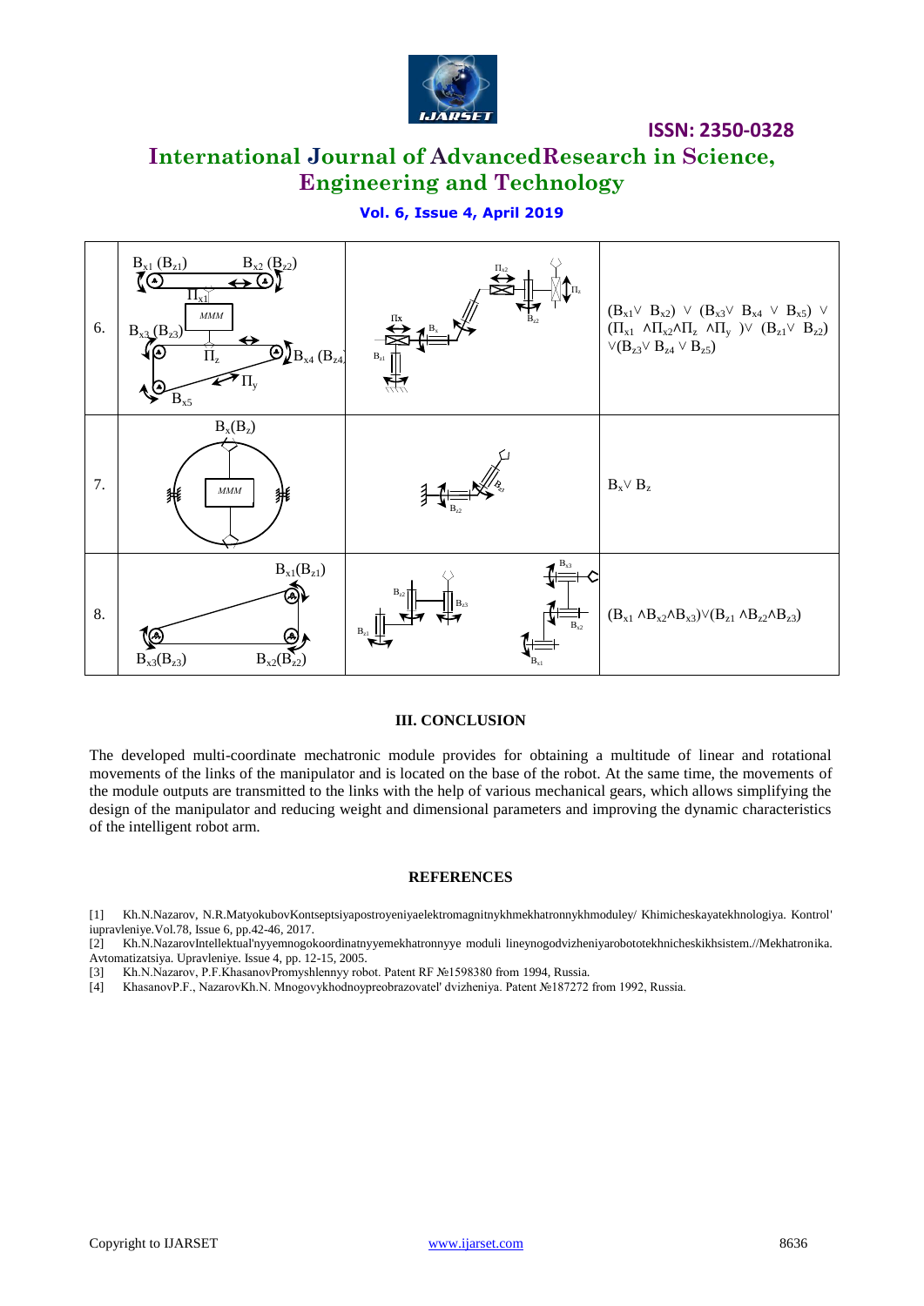| | | | |
|---|---|---|---|
| 6. | | | $(B_{x1} \vee B_{x2}) \vee (B_{x3} \vee B_{x4} \vee B_{x5}) \vee (\Pi_{x1} \wedge \Pi_{x2} \wedge \Pi_z \wedge \Pi_y) \vee (B_{z1} \vee B_{z2}) \vee (B_{z3} \vee B_{z4} \vee B_{z5})$ |
| 7. | | | $B_x \vee B_z$ |
| 8. | | | $(B_{x1} \wedge B_{x2} \wedge B_{x3}) \vee (B_{z1} \wedge B_{z2} \wedge B_{z3})$ |

### III. CONCLUSION

The developed multi-coordinate mechatronic module provides for obtaining a multitude of linear and rotational movements of the links of the manipulator and is located on the base of the robot. At the same time, the movements of the module outputs are transmitted to the links with the help of various mechanical gears, which allows simplifying the design of the manipulator and reducing weight and dimensional parameters and improving the dynamic characteristics of the intelligent robot arm.

### REFERENCES

[1] Kh.N.Nazarov, N.R.MatyokubovKontseptsiyapostroyeniyaelektromagnitnykhmekhatronnykhmoduley/ Khimicheskayatekhnologiya. Kontrol' iupravleniye.Vol.78, Issue 6, pp.42-46, 2017.

[2] Kh.N.NazarovIntellektual'nyyemnogokoordinatnyyemekhatronnyye moduli lineynogodvizheniyarobototekhnicheskikhsistem.//Mekhatronika. Avtomatizatsiya. Upravleniye. Issue 4, pp. 12-15, 2005.

[3] Kh.N.Nazarov, P.F.KhasanovPromyshlennyy robot. Patent RF №1598380 from 1994, Russia.

[4] KhasanovP.F., NazarovKh.N. Mnogovykhodnoypreobrazovatel' dvizheniya. Patent №187272 from 1992, Russia.